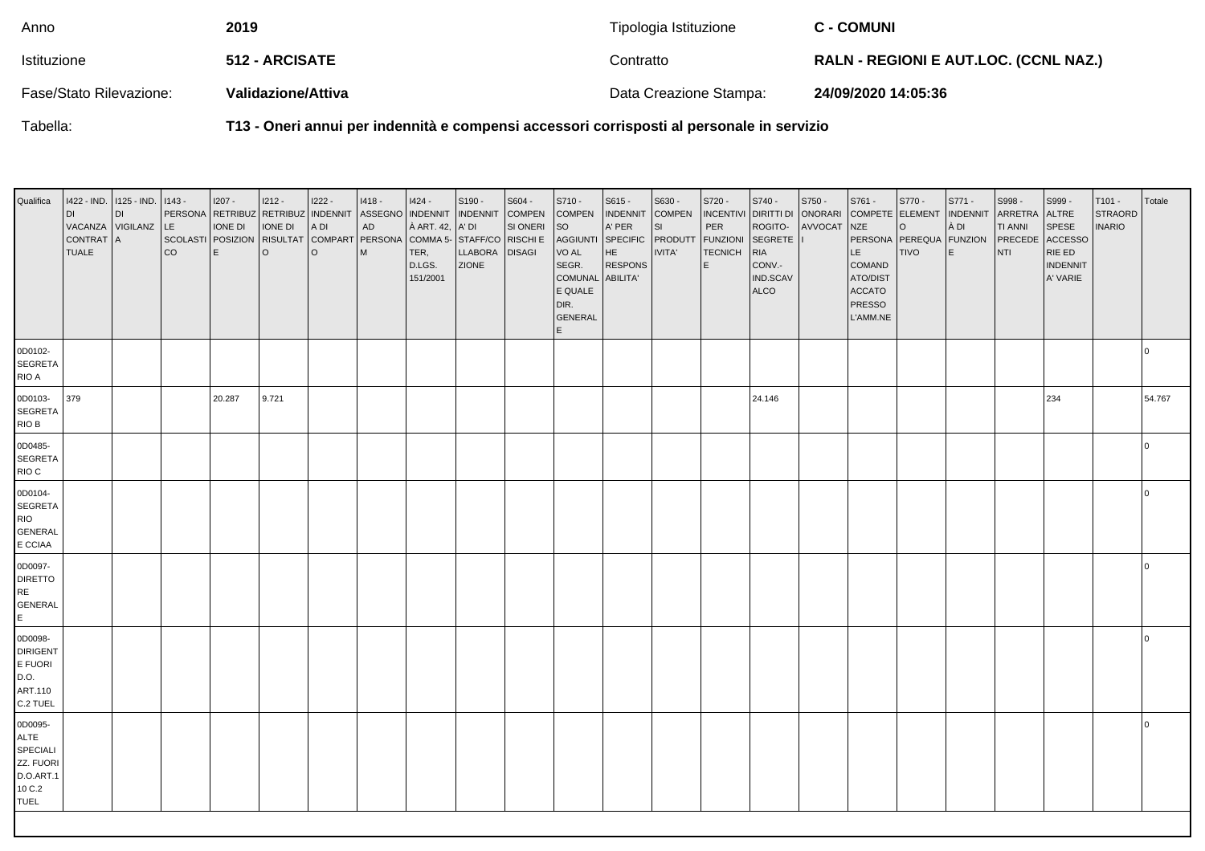| Anno | 2019 | Tipologia Istituzione | C - COMUNI |
|---|---|---|---|
| Istituzione | 512 - ARCISATE | Contratto | RALN - REGIONI E AUT.LOC. (CCNL NAZ.) |
| Fase/Stato Rilevazione: | Validazione/Attiva | Data Creazione Stampa: | 24/09/2020 14:05:36 |
| Tabella: | T13 - Oneri annui per indennità e compensi accessori corrisposti al personale in servizio | | |

| Qualifica | I422 - IND. DI VACANZA CONTRATTUALE | I125 - IND. DI VIGILANZA | I143 - PERSONALE SCOLASTICO | I207 - RETRIBUZIONE DI POSIZIONE | I212 - RETRIBUZIONE DI RISULTATO | I222 - INDENNITA DI COMPARTO | I418 - ASSEGNO AD PERSONAM | I424 - INDENNITÀ ART. 42, COMMA 5-TER, D.LGS. 151/2001 | S190 - INDENNITA' DI STAFF/COLLABORAZIONE | S604 - COMPENSI ONERI RISCHI E DISAGI | S710 - COMPENSO AGGIUNTIVO AL SEGR. COMUNALE QUALE DIR. GENERALE | S615 - INDENNITA' PER SPECIFICHE RESPONSABILITA' | S630 - COMPENSI PRODUTTIVITA' | S720 - INCENTIVI PER FUNZIONI TECNICHE | S740 - DIRITTI DI ROGITO-SEGRETERIA CONV.-IND.SCAVALCO | S750 - ONORARI AVVOCATI | S761 - COMPETENZE PERSONALE COMANDATO/DISTACCATO PRESSO L'AMM.NE | S770 - ELEMENTO PEREQUATIVO | S771 - INDENNITÀ DI FUNZIONE | S998 - ARRETRATI ANNI PRECEDENTI | S999 - ALTRE SPESE ACCESSORIE ED INDENNITA' VARIE | T101 - STRAORDINARIO | Totale |
|---|---|---|---|---|---|---|---|---|---|---|---|---|---|---|---|---|---|---|---|---|---|---|---|
| 0D0102-SEGRETARIO A | | | | | | | | | | | | | | | | | | | | | | | 0 |
| 0D0103-SEGRETARIO B | 379 | | | 20.287 | 9.721 | | | | | | | | | | 24.146 | | | | | | 234 | | 54.767 |
| 0D0485-SEGRETARIO C | | | | | | | | | | | | | | | | | | | | | | | 0 |
| 0D0104-SEGRETARIO GENERALE CCIAA | | | | | | | | | | | | | | | | | | | | | | | 0 |
| 0D0097-DIRETTORE GENERALE | | | | | | | | | | | | | | | | | | | | | | | 0 |
| 0D0098-DIRIGENTE FUORI D.O. ART.110 C.2 TUEL | | | | | | | | | | | | | | | | | | | | | | | 0 |
| 0D0095-ALTE SPECIALIZZ. FUORI D.O.ART.110 C.2 TUEL | | | | | | | | | | | | | | | | | | | | | | | 0 |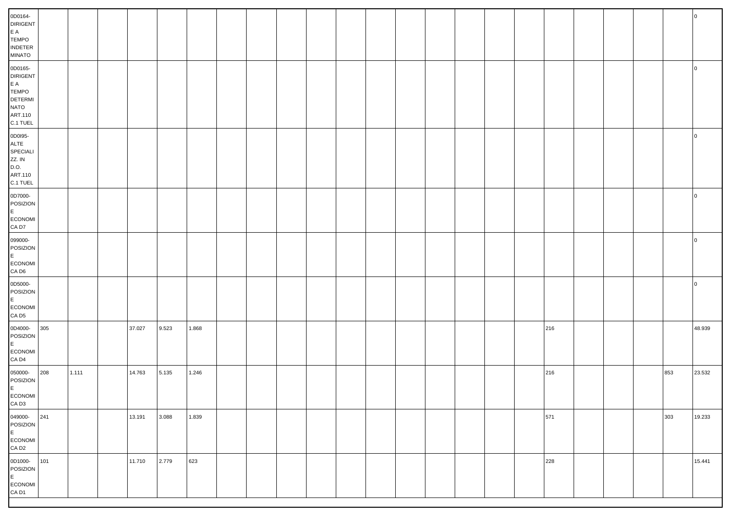| | | | | | | | | | | | | | | | | | | | | | | | |
|---|---|---|---|---|---|---|---|---|---|---|---|---|---|---|---|---|---|---|---|---|---|---|---|
| 0D0164-DIRIGENTE A TEMPO INDETERMINATO | | | | | | | | | | | | | | | | | | | | | | | 0 |
| 0D0165-DIRIGENTE A TEMPO DETERMINATO ART.110 C.1 TUEL | | | | | | | | | | | | | | | | | | | | | | | 0 |
| 0D0I95-ALTE SPECIALIZZ. IN D.O. ART.110 C.1 TUEL | | | | | | | | | | | | | | | | | | | | | | | 0 |
| 0D7000-POSIZIONE ECONOMICA D7 | | | | | | | | | | | | | | | | | | | | | | | 0 |
| 099000-POSIZIONE ECONOMICA D6 | | | | | | | | | | | | | | | | | | | | | | | 0 |
| 0D5000-POSIZIONE ECONOMICA D5 | | | | | | | | | | | | | | | | | | | | | | | 0 |
| 0D4000-POSIZIONE ECONOMICA D4 | 305 | | | 37.027 | 9.523 | 1.868 | | | | | | | | | | | 216 | | | | | 48.939 |
| 050000-POSIZIONE ECONOMICA D3 | 208 | 1.111 | | 14.763 | 5.135 | 1.246 | | | | | | | | | | | 216 | | | | 853 | 23.532 |
| 049000-POSIZIONE ECONOMICA D2 | 241 | | | 13.191 | 3.088 | 1.839 | | | | | | | | | | | 571 | | | | 303 | 19.233 |
| 0D1000-POSIZIONE ECONOMICA D1 | 101 | | | 11.710 | 2.779 | 623 | | | | | | | | | | | 228 | | | | | 15.441 |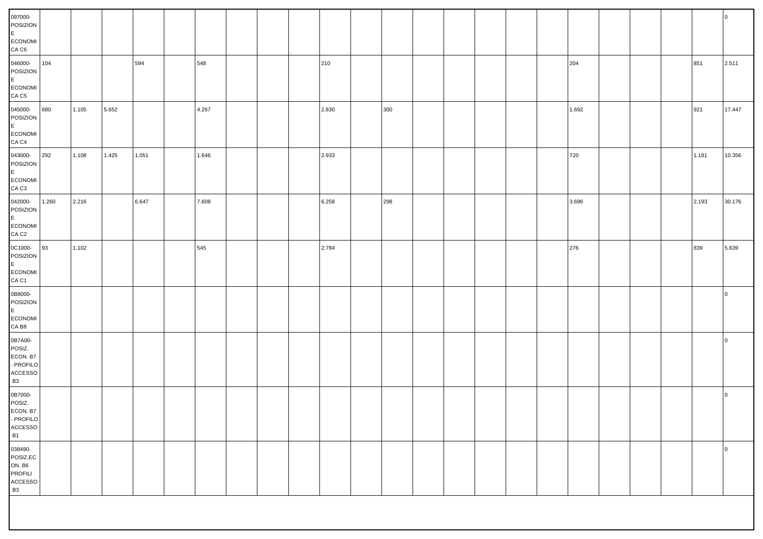| | | | | | | | | | | | | | | | | | | | | | | | |
|---|---|---|---|---|---|---|---|---|---|---|---|---|---|---|---|---|---|---|---|---|---|---|---|
| 097000-POSIZIONE ECONOMICA C6 | | | | | | | | | | | | | | | | | | | | | | | 0 |
| 046000-POSIZIONE ECONOMICA C5 | 104 | | | 594 | | 548 | | | | 210 | | | | | | | | 204 | | | | 851 | 2.511 |
| 045000-POSIZIONE ECONOMICA C4 | 680 | 1.105 | 5.652 | | | 4.267 | | | | 2.830 | | 300 | | | | | | 1.692 | | | | 921 | 17.447 |
| 043000-POSIZIONE ECONOMICA C3 | 292 | 1.108 | 1.425 | 1.051 | | 1.646 | | | | 2.933 | | | | | | | | 720 | | | | 1.181 | 10.356 |
| 042000-POSIZIONE ECONOMICA C2 | 1.260 | 2.216 | | 6.647 | | 7.608 | | | | 6.258 | | 298 | | | | | | 3.696 | | | | 2.193 | 30.176 |
| 0C1000-POSIZIONE ECONOMICA C1 | 93 | 1.102 | | | | 545 | | | | 2.784 | | | | | | | | 276 | | | | 839 | 5.639 |
| 0B8000-POSIZIONE ECONOMICA B8 | | | | | | | | | | | | | | | | | | | | | | | 0 |
| 0B7A00-POSIZ. ECON. B7 - PROFILO ACCESSO B3 | | | | | | | | | | | | | | | | | | | | | | | 0 |
| 0B7000-POSIZ. ECON. B7 - PROFILO ACCESSO B1 | | | | | | | | | | | | | | | | | | | | | | | 0 |
| 038490-POSIZ.ECON. B6 PROFILI ACCESSO B3 | | | | | | | | | | | | | | | | | | | | | | | 0 |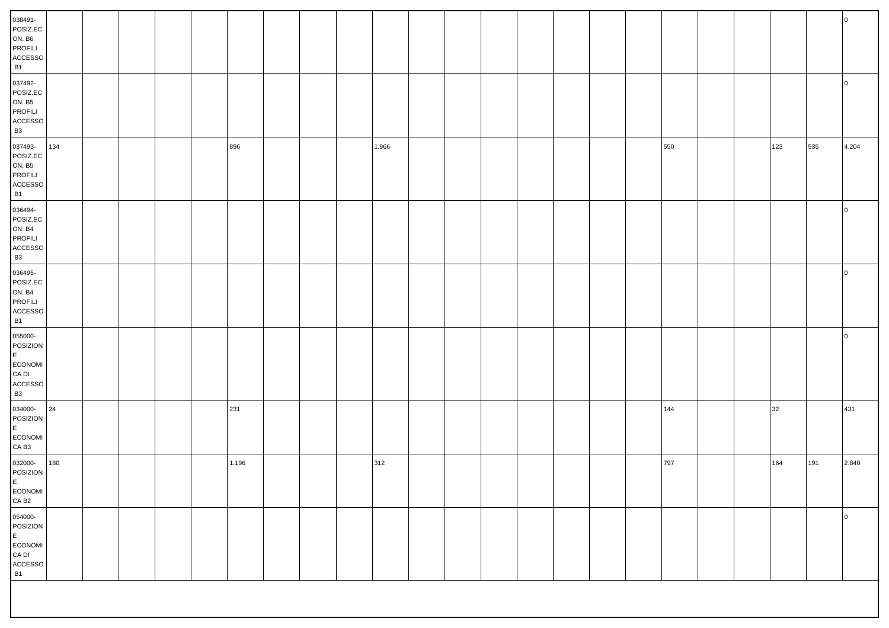| | | | | | | | | | | | | | | | | | | | | | | | |
|---|---|---|---|---|---|---|---|---|---|---|---|---|---|---|---|---|---|---|---|---|---|---|---|
| 038491-POSIZ.ECON. B6 PROFILI ACCESSO B1 | | | | | | | | | | | | | | | | | | | | | | | 0 |
| 037492-POSIZ.ECON. B5 PROFILI ACCESSO B3 | | | | | | | | | | | | | | | | | | | | | | | 0 |
| 037493-POSIZ.ECON. B5 PROFILI ACCESSO B1 | 134 | | | | | 896 | | | | 1.966 | | | | | | | | 550 | | | 123 | 535 | 4.204 |
| 036494-POSIZ.ECON. B4 PROFILI ACCESSO B3 | | | | | | | | | | | | | | | | | | | | | | | 0 |
| 036495-POSIZ.ECON. B4 PROFILI ACCESSO B1 | | | | | | | | | | | | | | | | | | | | | | | 0 |
| 055000-POSIZIONE ECONOMICA DI ACCESSO B3 | | | | | | | | | | | | | | | | | | | | | | | 0 |
| 034000-POSIZIONE ECONOMICA B3 | 24 | | | | | 231 | | | | | | | | | | | | 144 | | | 32 | | 431 |
| 032000-POSIZIONE ECONOMICA B2 | 180 | | | | | 1.196 | | | | 312 | | | | | | | | 797 | | | 164 | 191 | 2.840 |
| 054000-POSIZIONE ECONOMICA DI ACCESSO B1 | | | | | | | | | | | | | | | | | | | | | | | 0 |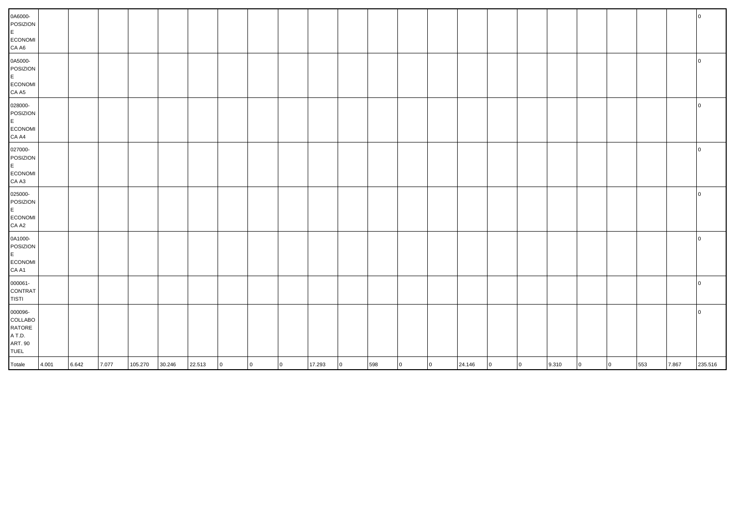| | | | | | | | | | | | | | | | | | | | | | | | |
|---|---|---|---|---|---|---|---|---|---|---|---|---|---|---|---|---|---|---|---|---|---|---|---|
| 0A6000-POSIZIONE ECONOMICA A6 | | | | | | | | | | | | | | | | | | | | | | | 0 |
| 0A5000-POSIZIONE ECONOMICA A5 | | | | | | | | | | | | | | | | | | | | | | | 0 |
| 028000-POSIZIONE ECONOMICA A4 | | | | | | | | | | | | | | | | | | | | | | | 0 |
| 027000-POSIZIONE ECONOMICA A3 | | | | | | | | | | | | | | | | | | | | | | | 0 |
| 025000-POSIZIONE ECONOMICA A2 | | | | | | | | | | | | | | | | | | | | | | | 0 |
| 0A1000-POSIZIONE ECONOMICA A1 | | | | | | | | | | | | | | | | | | | | | | | 0 |
| 000061-CONTRATTISTI | | | | | | | | | | | | | | | | | | | | | | | 0 |
| 000096-COLLABORATORE A T.D. ART. 90 TUEL | | | | | | | | | | | | | | | | | | | | | | | 0 |
| Totale | 4.001 | 6.642 | 7.077 | 105.270 | 30.246 | 22.513 | 0 | 0 | 0 | 17.293 | 0 | 598 | 0 | 0 | 24.146 | 0 | 0 | 9.310 | 0 | 0 | 553 | 7.867 | 235.516 |